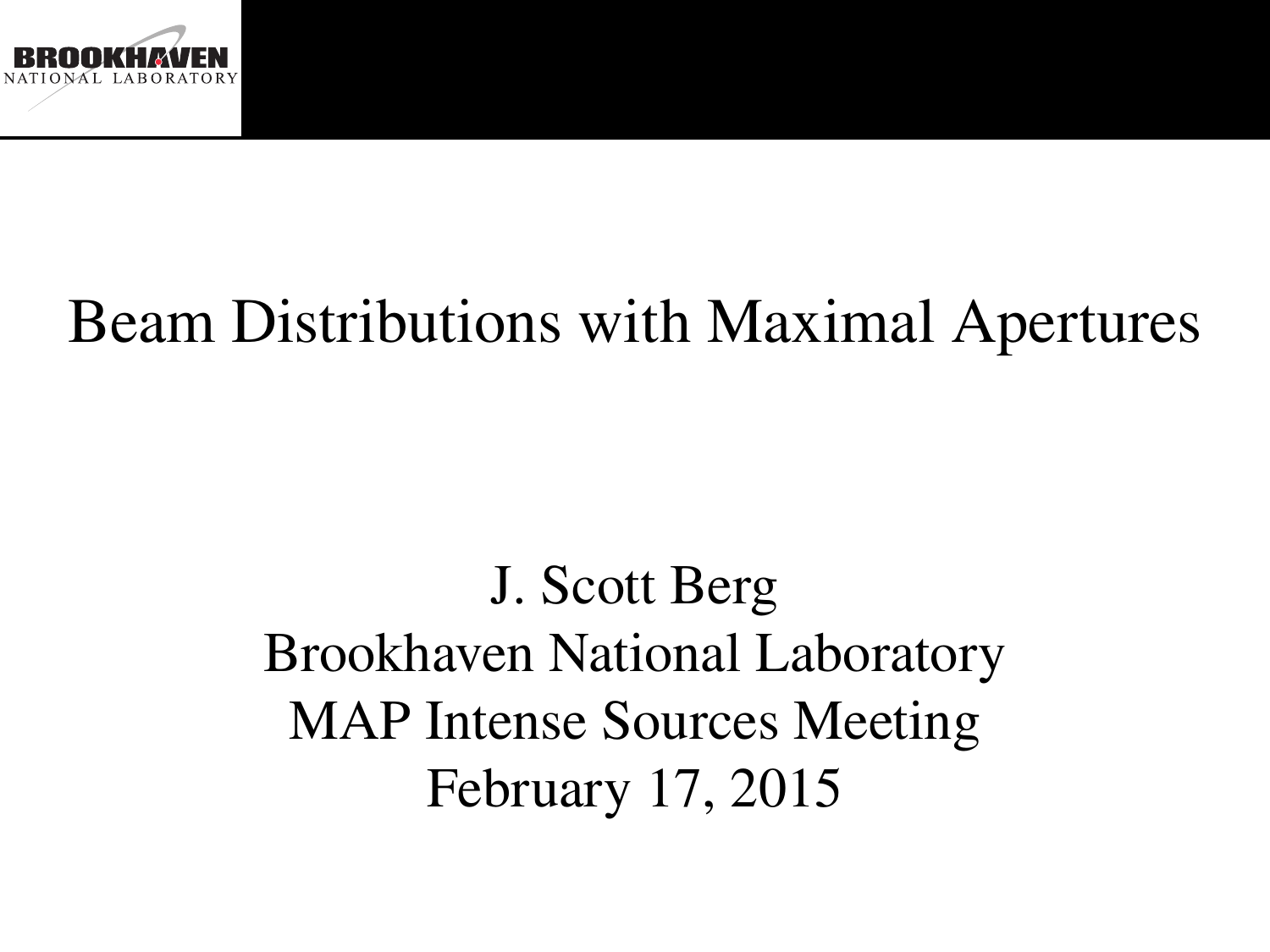# Beam Distributions with Maximal Apertures

J. Scott Berg
Brookhaven National Laboratory
MAP Intense Sources Meeting
February 17, 2015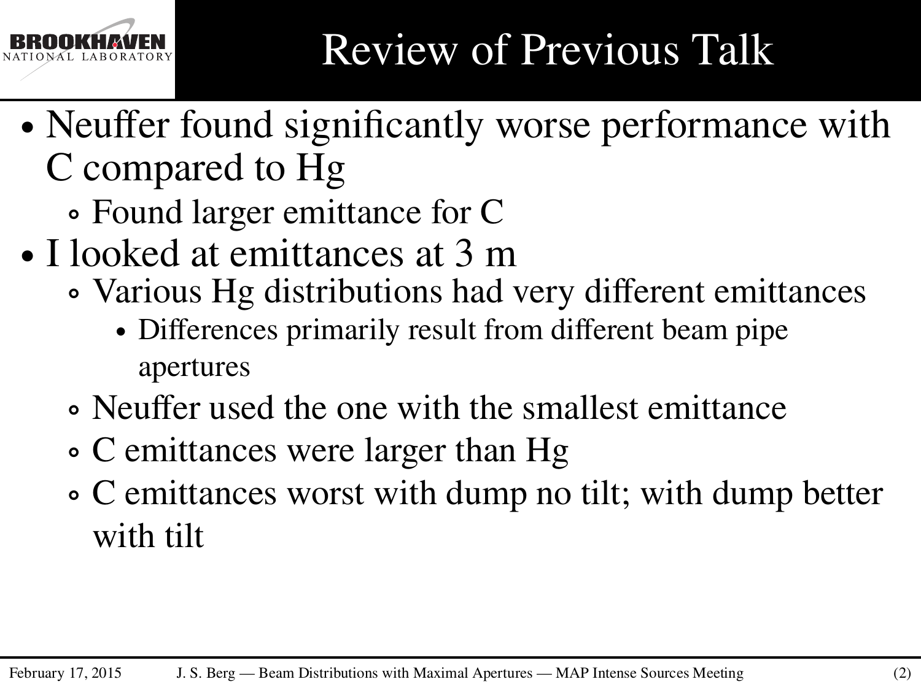# Review of Previous Talk

- Neuffer found significantly worse performance with C compared to Hg
  - Found larger emittance for C
- I looked at emittances at 3 m
  - Various Hg distributions had very different emittances
    - Differences primarily result from different beam pipe apertures
  - Neuffer used the one with the smallest emittance
  - C emittances were larger than Hg
  - C emittances worst with dump no tilt; with dump better with tilt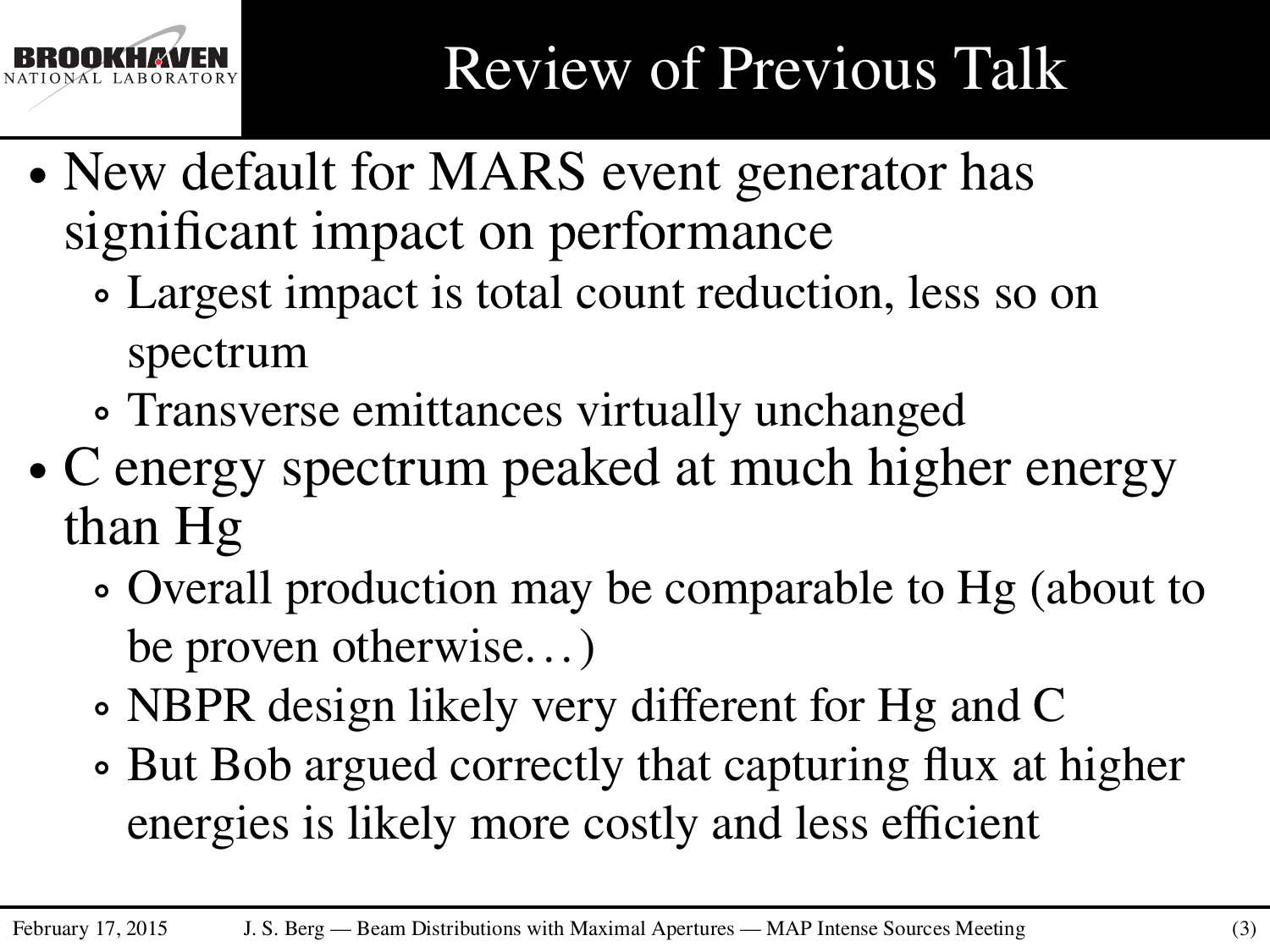# Review of Previous Talk

- New default for MARS event generator has significant impact on performance
  - Largest impact is total count reduction, less so on spectrum
  - Transverse emittances virtually unchanged
- C energy spectrum peaked at much higher energy than Hg
  - Overall production may be comparable to Hg (about to be proven otherwise…)
  - NBPR design likely very different for Hg and C
  - But Bob argued correctly that capturing flux at higher energies is likely more costly and less efficient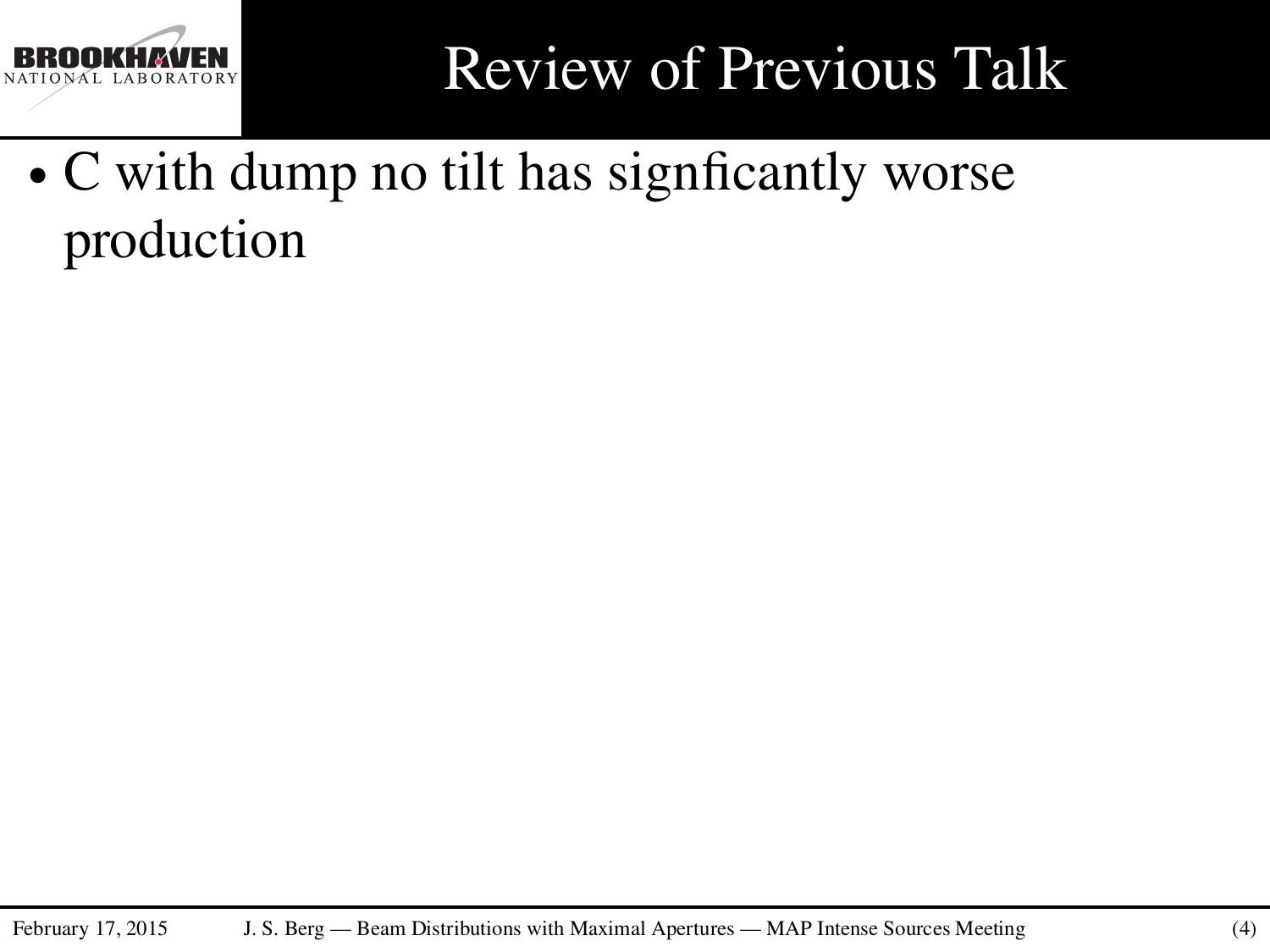# Review of Previous Talk

- C with dump no tilt has signficantly worse production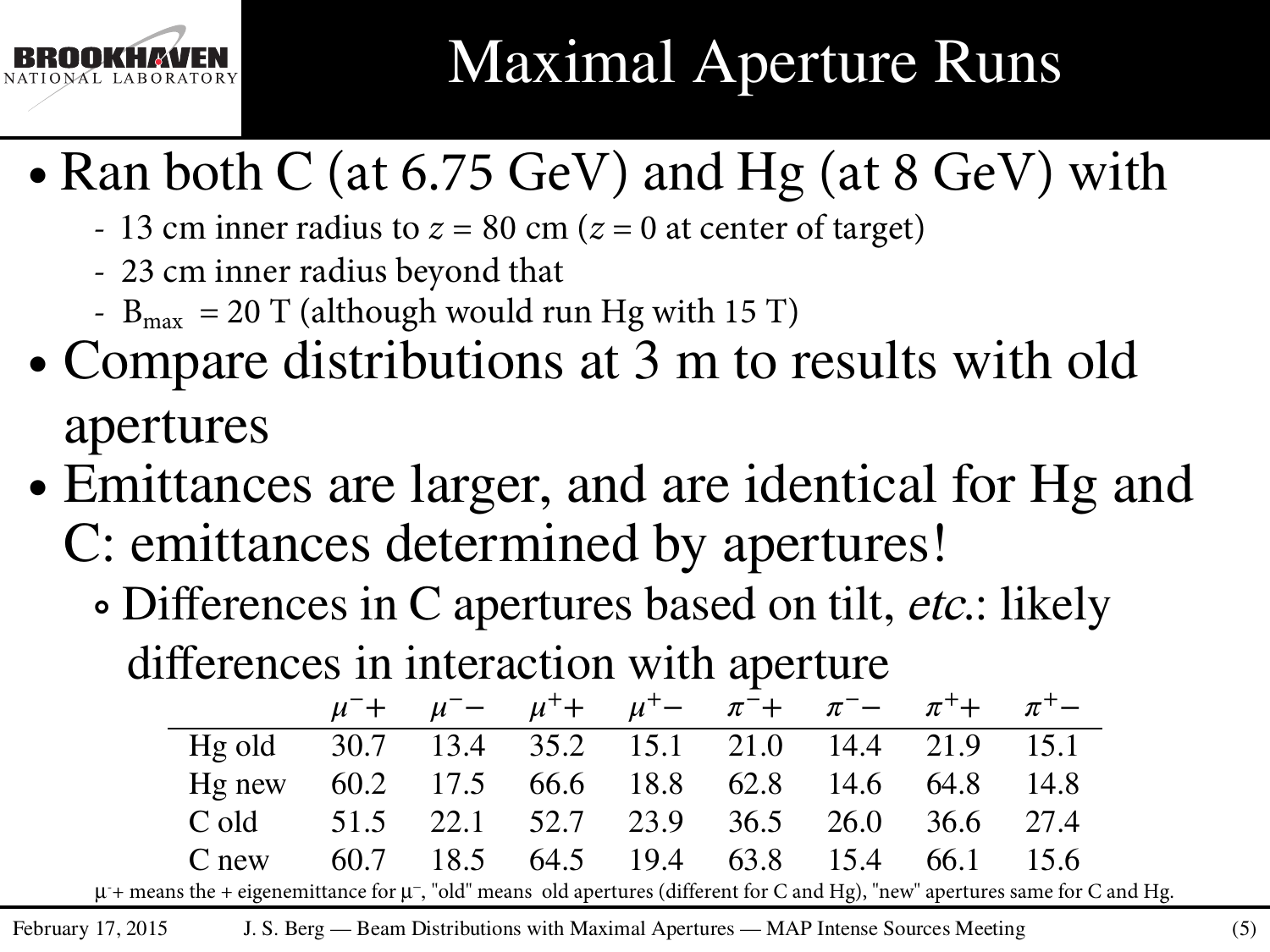# Maximal Aperture Runs

- Ran both C (at 6.75 GeV) and Hg (at 8 GeV) with
  - 13 cm inner radius to $z = 80$ cm ($z = 0$ at center of target)
  - 23 cm inner radius beyond that
  - $B_{max} = 20$ T (although would run Hg with 15 T)
- Compare distributions at 3 m to results with old apertures
- Emittances are larger, and are identical for Hg and C: emittances determined by apertures!
  - Differences in C apertures based on tilt, *etc.*: likely differences in interaction with aperture

| | $\mu^-+$ | $\mu^-−$ | $\mu^++$ | $\mu^+−$ | $\pi^-+$ | $\pi^-−$ | $\pi^++$ | $\pi^+−$ |
|---|---|---|---|---|---|---|---|---|
| Hg old | 30.7 | 13.4 | 35.2 | 15.1 | 21.0 | 14.4 | 21.9 | 15.1 |
| Hg new | 60.2 | 17.5 | 66.6 | 18.8 | 62.8 | 14.6 | 64.8 | 14.8 |
| C old | 51.5 | 22.1 | 52.7 | 23.9 | 36.5 | 26.0 | 36.6 | 27.4 |
| C new | 60.7 | 18.5 | 64.5 | 19.4 | 63.8 | 15.4 | 66.1 | 15.6 |

$\mu^-+$ means the + eigenemittance for $\mu^-$, "old" means old apertures (different for C and Hg), "new" apertures same for C and Hg.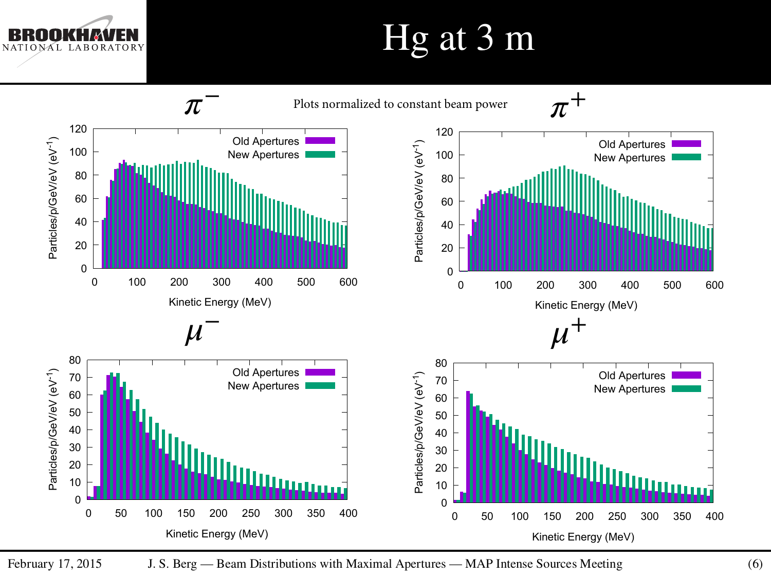# Hg at 3 m

Plots normalized to constant beam power

$\pi^-$

Particles/p/GeV/eV (eV$^{-1}$)

Kinetic Energy (MeV)

Old Apertures

New Apertures

0 100 200 300 400 500 600

0 20 40 60 80 100 120

$\pi^+$

Particles/p/GeV/eV (eV$^{-1}$)

Kinetic Energy (MeV)

Old Apertures

New Apertures

0 100 200 300 400 500 600

0 20 40 60 80 100 120

$\mu^-$

Particles/p/GeV/eV (eV$^{-1}$)

Kinetic Energy (MeV)

Old Apertures

New Apertures

0 50 100 150 200 250 300 350 400

0 10 20 30 40 50 60 70 80

$\mu^+$

Particles/p/GeV/eV (eV$^{-1}$)

Kinetic Energy (MeV)

Old Apertures

New Apertures

0 50 100 150 200 250 300 350 400

0 10 20 30 40 50 60 70 80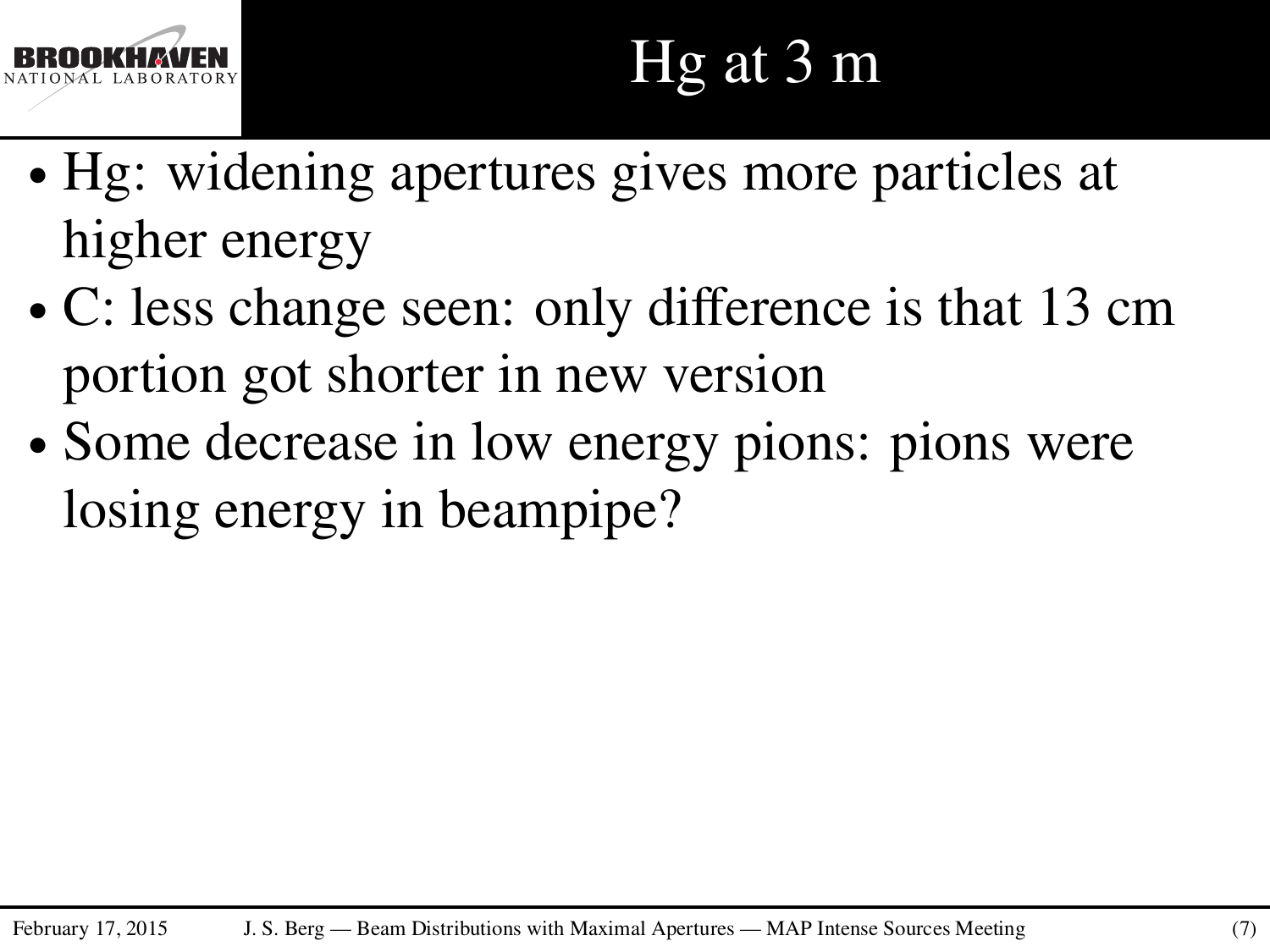# Hg at 3 m

- Hg: widening apertures gives more particles at higher energy
- C: less change seen: only difference is that 13 cm portion got shorter in new version
- Some decrease in low energy pions: pions were losing energy in beampipe?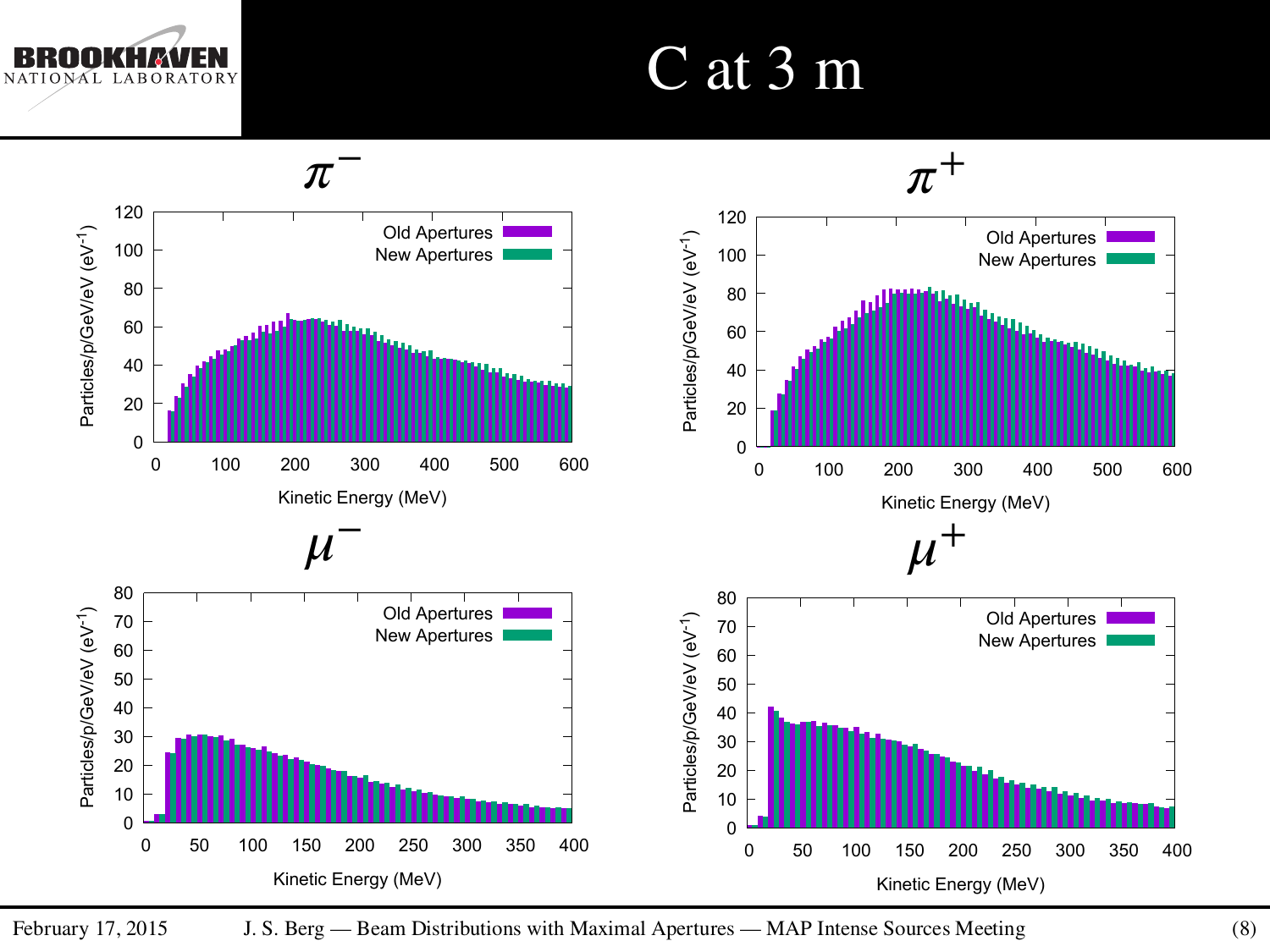# C at 3 m

$\pi^-$

Particles/p/GeV/eV (eV$^{-1}$)

120
100
80
60
40
20
0

0 100 200 300 400 500 600

Kinetic Energy (MeV)

Old Apertures
New Apertures

$\pi^+$

Particles/p/GeV/eV (eV$^{-1}$)

120
100
80
60
40
20
0

0 100 200 300 400 500 600

Kinetic Energy (MeV)

Old Apertures
New Apertures

$\mu^-$

Particles/p/GeV/eV (eV$^{-1}$)

80
70
60
50
40
30
20
10
0

0 50 100 150 200 250 300 350 400

Kinetic Energy (MeV)

Old Apertures
New Apertures

$\mu^+$

Particles/p/GeV/eV (eV$^{-1}$)

80
70
60
50
40
30
20
10
0

0 50 100 150 200 250 300 350 400

Kinetic Energy (MeV)

Old Apertures
New Apertures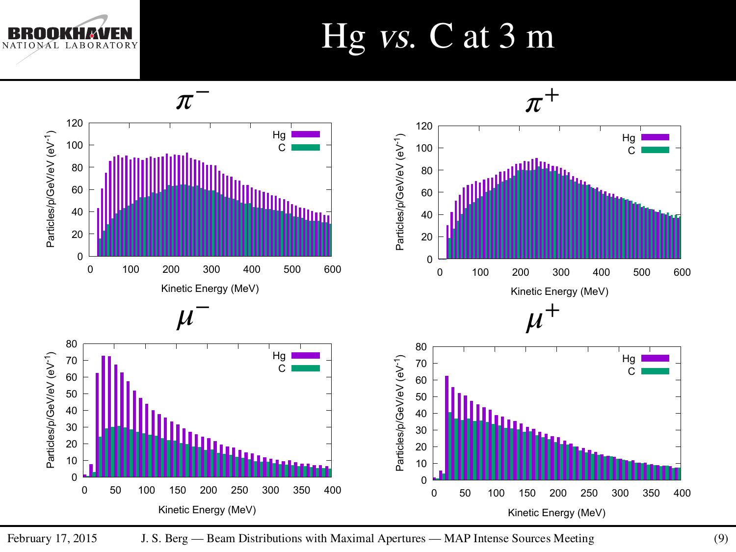# Hg *vs.* C at 3 m

$\pi^-$

Particles/p/GeV/eV (eV$^{-1}$)

120
100
80
60
40
20
0

0 100 200 300 400 500 600

Kinetic Energy (MeV)

Hg
C

$\pi^+$

Particles/p/GeV/eV (eV$^{-1}$)

120
100
80
60
40
20
0

0 100 200 300 400 500 600

Kinetic Energy (MeV)

Hg
C

$\mu^-$

Particles/p/GeV/eV (eV$^{-1}$)

80
70
60
50
40
30
20
10
0

0 50 100 150 200 250 300 350 400

Kinetic Energy (MeV)

Hg
C

$\mu^+$

Particles/p/GeV/eV (eV$^{-1}$)

80
70
60
50
40
30
20
10
0

0 50 100 150 200 250 300 350 400

Kinetic Energy (MeV)

Hg
C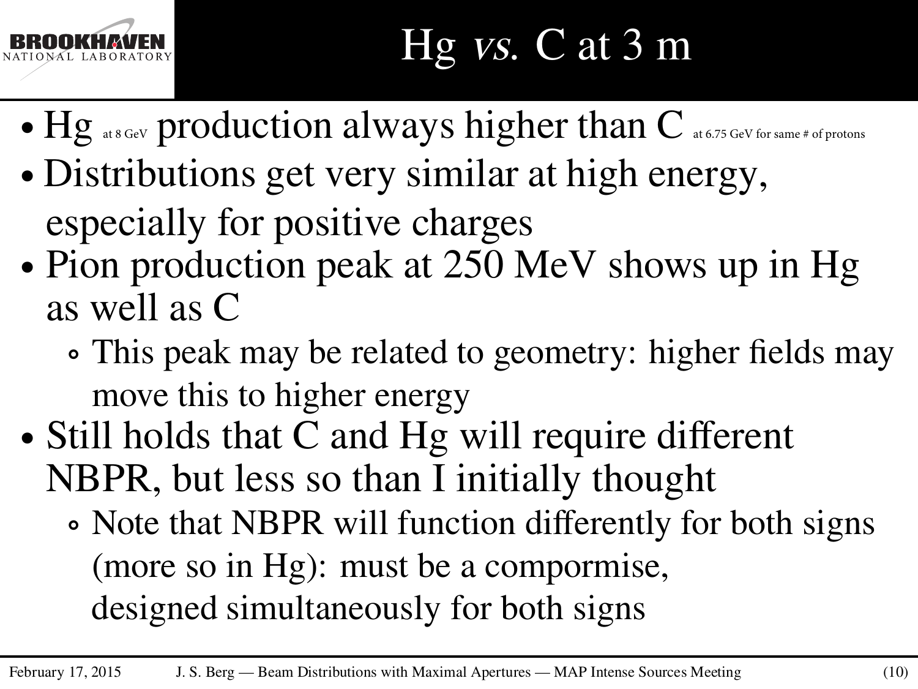# Hg *vs.* C at 3 m

- Hg at 8 GeV production always higher than C at 6.75 GeV for same # of protons
- Distributions get very similar at high energy, especially for positive charges
- Pion production peak at 250 MeV shows up in Hg as well as C
  - This peak may be related to geometry: higher fields may move this to higher energy
- Still holds that C and Hg will require different NBPR, but less so than I initially thought
  - Note that NBPR will function differently for both signs (more so in Hg): must be a compormise, designed simultaneously for both signs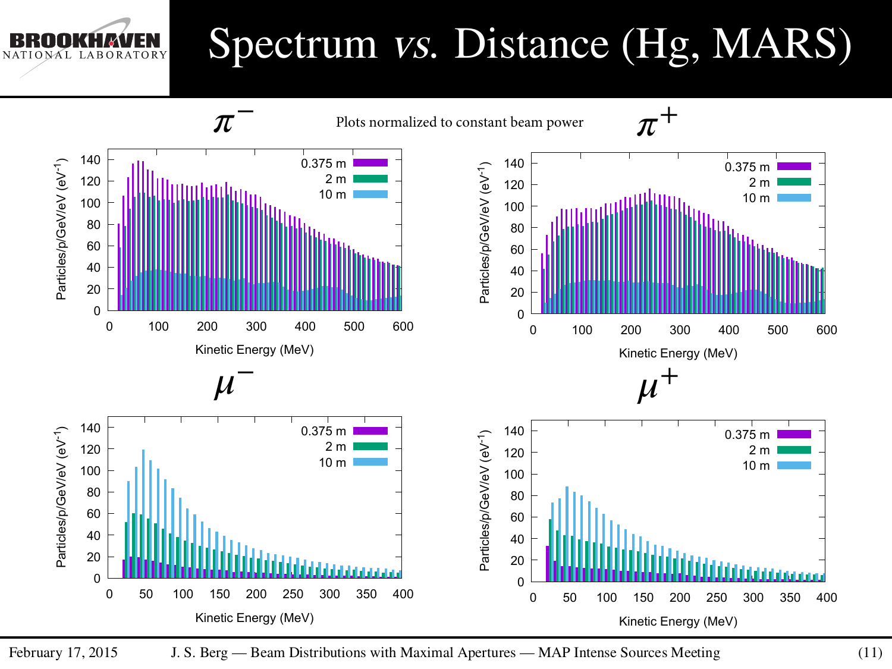# Spectrum *vs.* Distance (Hg, MARS)

Plots normalized to constant beam power

$\pi^-$

Particles/p/GeV/eV (eV$^{-1}$)

0.375 m
2 m
10 m

140
120
100
80
60
40
20
0

0 100 200 300 400 500 600

Kinetic Energy (MeV)

$\pi^+$

Particles/p/GeV/eV (eV$^{-1}$)

0.375 m
2 m
10 m

140
120
100
80
60
40
20
0

0 100 200 300 400 500 600

Kinetic Energy (MeV)

$\mu^-$

Particles/p/GeV/eV (eV$^{-1}$)

0.375 m
2 m
10 m

140
120
100
80
60
40
20
0

0 50 100 150 200 250 300 350 400

Kinetic Energy (MeV)

$\mu^+$

Particles/p/GeV/eV (eV$^{-1}$)

0.375 m
2 m
10 m

140
120
100
80
60
40
20
0

0 50 100 150 200 250 300 350 400

Kinetic Energy (MeV)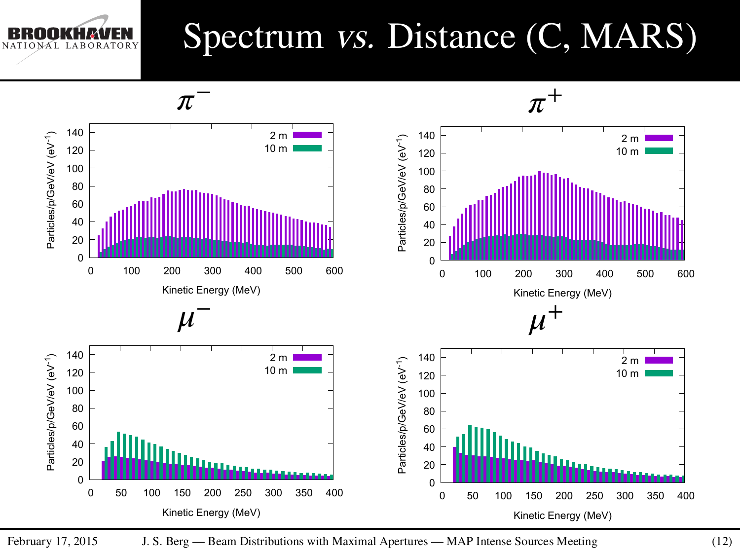# Spectrum *vs.* Distance (C, MARS)

$\pi^-$

Particles/p/GeV/eV (eV$^{-1}$)

0
20
40
60
80
100
120
140

0
100
200
300
400
500
600

Kinetic Energy (MeV)

2 m
10 m

$\pi^+$

Particles/p/GeV/eV (eV$^{-1}$)

0
20
40
60
80
100
120
140

0
100
200
300
400
500
600

Kinetic Energy (MeV)

2 m
10 m

$\mu^-$

Particles/p/GeV/eV (eV$^{-1}$)

0
20
40
60
80
100
120
140

0
50
100
150
200
250
300
350
400

Kinetic Energy (MeV)

2 m
10 m

$\mu^+$

Particles/p/GeV/eV (eV$^{-1}$)

0
20
40
60
80
100
120
140

0
50
100
150
200
250
300
350
400

Kinetic Energy (MeV)

2 m
10 m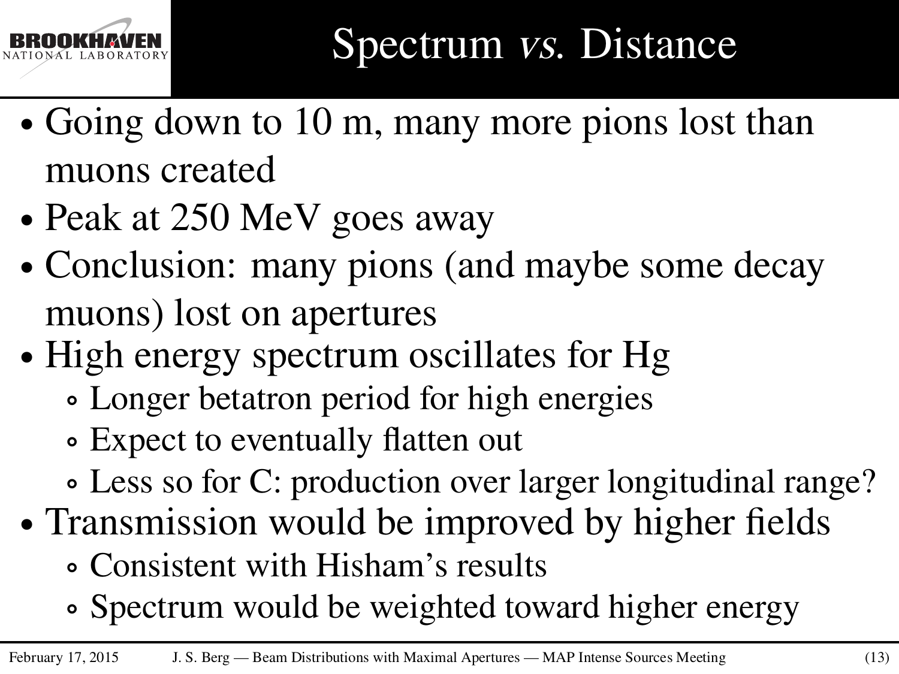# Spectrum *vs.* Distance

- Going down to 10 m, many more pions lost than muons created
- Peak at 250 MeV goes away
- Conclusion: many pions (and maybe some decay muons) lost on apertures
- High energy spectrum oscillates for Hg
  - Longer betatron period for high energies
  - Expect to eventually flatten out
  - Less so for C: production over larger longitudinal range?
- Transmission would be improved by higher fields
  - Consistent with Hisham's results
  - Spectrum would be weighted toward higher energy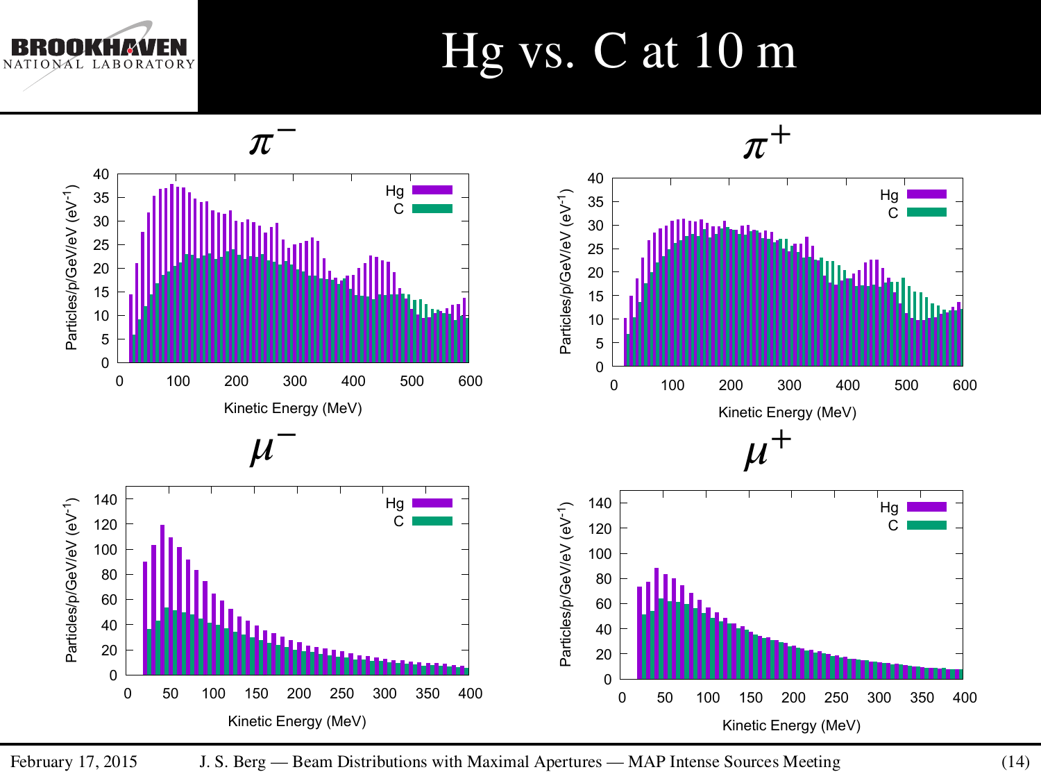# Hg vs. C at 10 m

## $\pi^-$

Particles/p/GeV/eV (eV$^{-1}$) vs. Kinetic Energy (MeV) — Hg, C

## $\pi^+$

Particles/p/GeV/eV (eV$^{-1}$) vs. Kinetic Energy (MeV) — Hg, C

## $\mu^-$

Particles/p/GeV/eV (eV$^{-1}$) vs. Kinetic Energy (MeV) — Hg, C

## $\mu^+$

Particles/p/GeV/eV (eV$^{-1}$) vs. Kinetic Energy (MeV) — Hg, C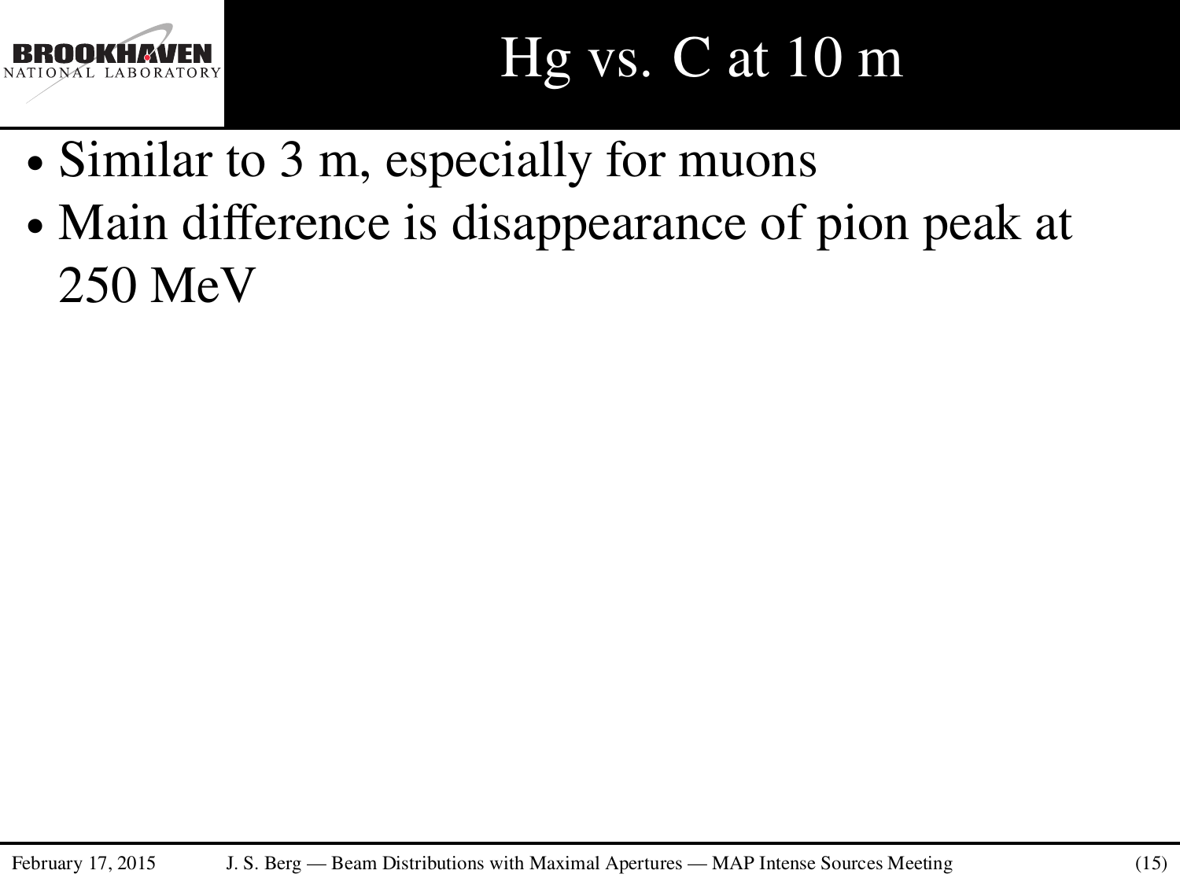# Hg vs. C at 10 m

- Similar to 3 m, especially for muons
- Main difference is disappearance of pion peak at 250 MeV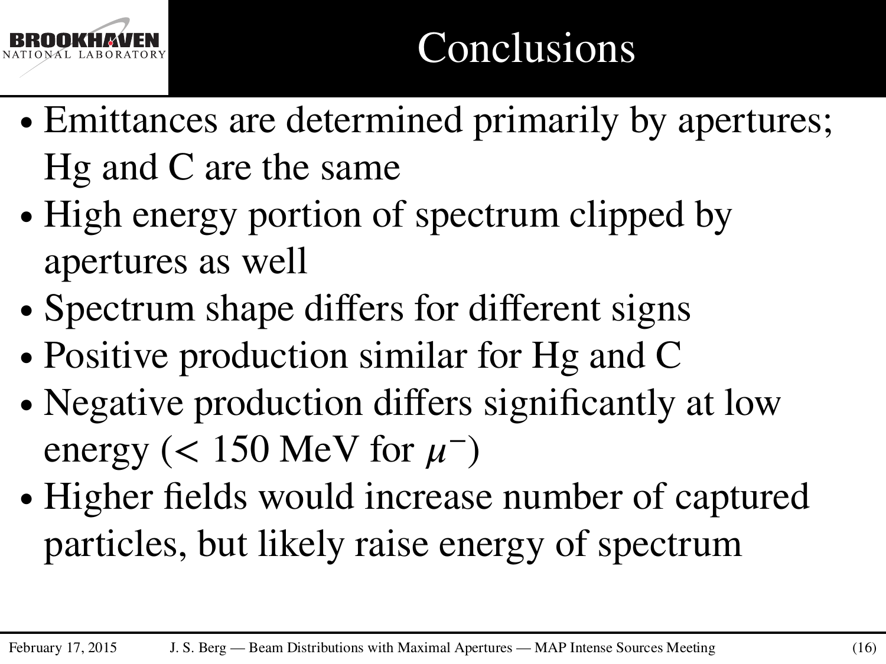# Conclusions

- Emittances are determined primarily by apertures; Hg and C are the same
- High energy portion of spectrum clipped by apertures as well
- Spectrum shape differs for different signs
- Positive production similar for Hg and C
- Negative production differs significantly at low energy ($< 150$ MeV for $\mu^-$)
- Higher fields would increase number of captured particles, but likely raise energy of spectrum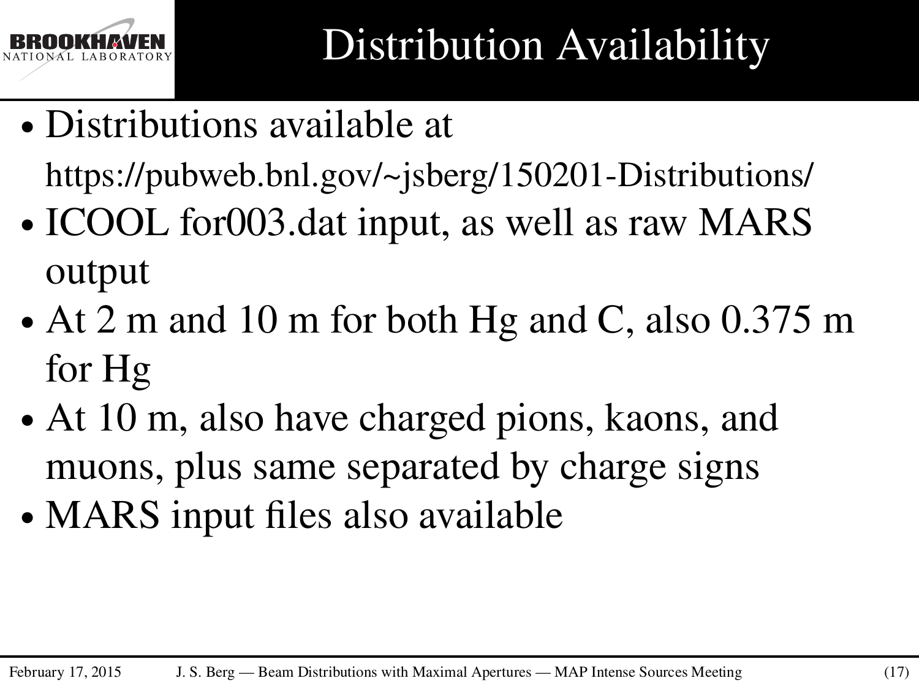# Distribution Availability

- Distributions available at https://pubweb.bnl.gov/~jsberg/150201-Distributions/
- ICOOL for003.dat input, as well as raw MARS output
- At 2 m and 10 m for both Hg and C, also 0.375 m for Hg
- At 10 m, also have charged pions, kaons, and muons, plus same separated by charge signs
- MARS input files also available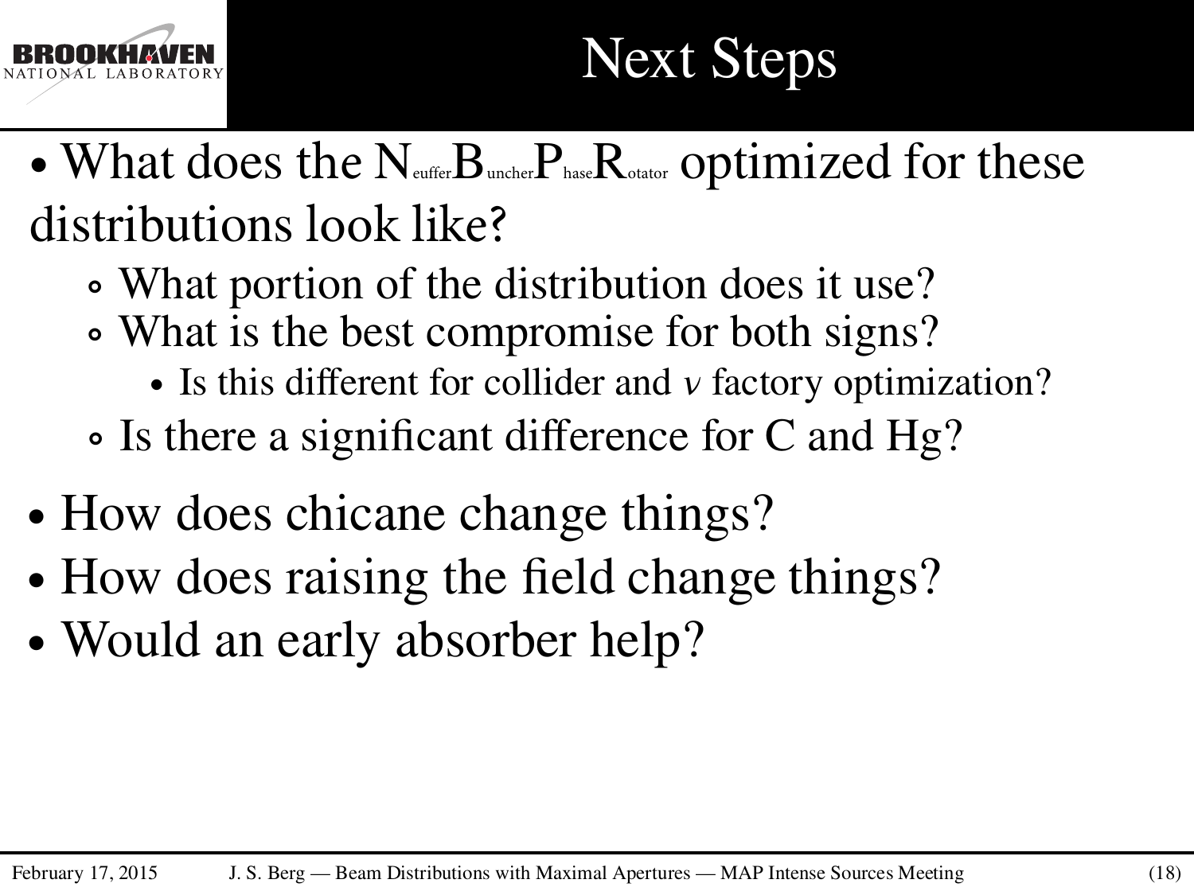# Next Steps

- What does the N<sub>euffer</sub>B<sub>uncher</sub>P<sub>hase</sub>R<sub>otator</sub> optimized for these distributions look like?
  - What portion of the distribution does it use?
  - What is the best compromise for both signs?
    - Is this different for collider and $\nu$ factory optimization?
  - Is there a significant difference for C and Hg?
- How does chicane change things?
- How does raising the field change things?
- Would an early absorber help?

# Next Steps

- What does the $\mathrm{N}_{\mathrm{euffer}}\mathrm{B}_{\mathrm{uncher}}\mathrm{P}_{\mathrm{hase}}\mathrm{R}_{\mathrm{otator}}$ optimized for these distributions look like?
  - What portion of the distribution does it use?
  - What is the best compromise for both signs?
    - Is this different for collider and $\nu$ factory optimization?
  - Is there a significant difference for C and Hg?
- How does chicane change things?
- How does raising the field change things?
- Would an early absorber help?